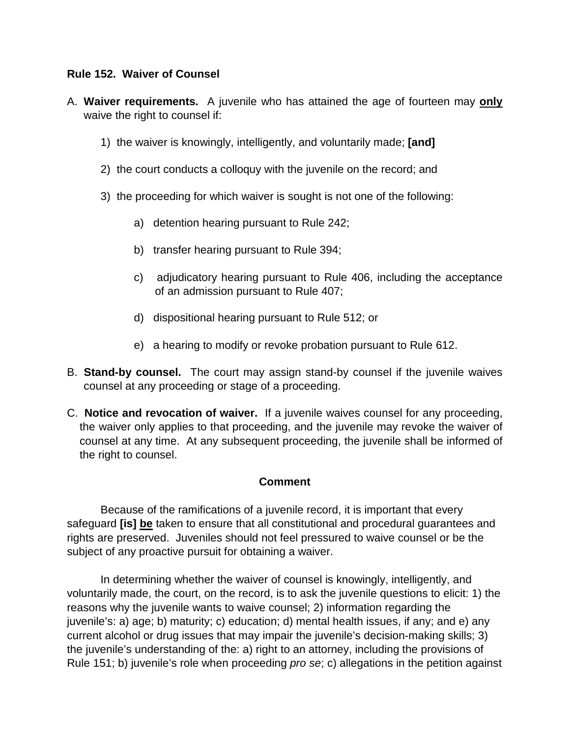**Rule 152. Waiver of Counsel**

A. **Waiver requirements.** A juvenile who has attained the age of fourteen may **only** waive the right to counsel if:

 1) the waiver is knowingly, intelligently, and voluntarily made; **[and]**

 2) the court conducts a colloquy with the juvenile on the record; and

 3) the proceeding for which waiver is sought is not one of the following:

  a) detention hearing pursuant to Rule 242;

  b) transfer hearing pursuant to Rule 394;

  c) adjudicatory hearing pursuant to Rule 406, including the acceptance of an admission pursuant to Rule 407;

  d) dispositional hearing pursuant to Rule 512; or

  e) a hearing to modify or revoke probation pursuant to Rule 612.

B. **Stand-by counsel.** The court may assign stand-by counsel if the juvenile waives counsel at any proceeding or stage of a proceeding.

C. **Notice and revocation of waiver.** If a juvenile waives counsel for any proceeding, the waiver only applies to that proceeding, and the juvenile may revoke the waiver of counsel at any time. At any subsequent proceeding, the juvenile shall be informed of the right to counsel.

**Comment**

Because of the ramifications of a juvenile record, it is important that every safeguard **[is]** **be** taken to ensure that all constitutional and procedural guarantees and rights are preserved. Juveniles should not feel pressured to waive counsel or be the subject of any proactive pursuit for obtaining a waiver.

In determining whether the waiver of counsel is knowingly, intelligently, and voluntarily made, the court, on the record, is to ask the juvenile questions to elicit: 1) the reasons why the juvenile wants to waive counsel; 2) information regarding the juvenile's: a) age; b) maturity; c) education; d) mental health issues, if any; and e) any current alcohol or drug issues that may impair the juvenile's decision-making skills; 3) the juvenile's understanding of the: a) right to an attorney, including the provisions of Rule 151; b) juvenile's role when proceeding *pro se*; c) allegations in the petition against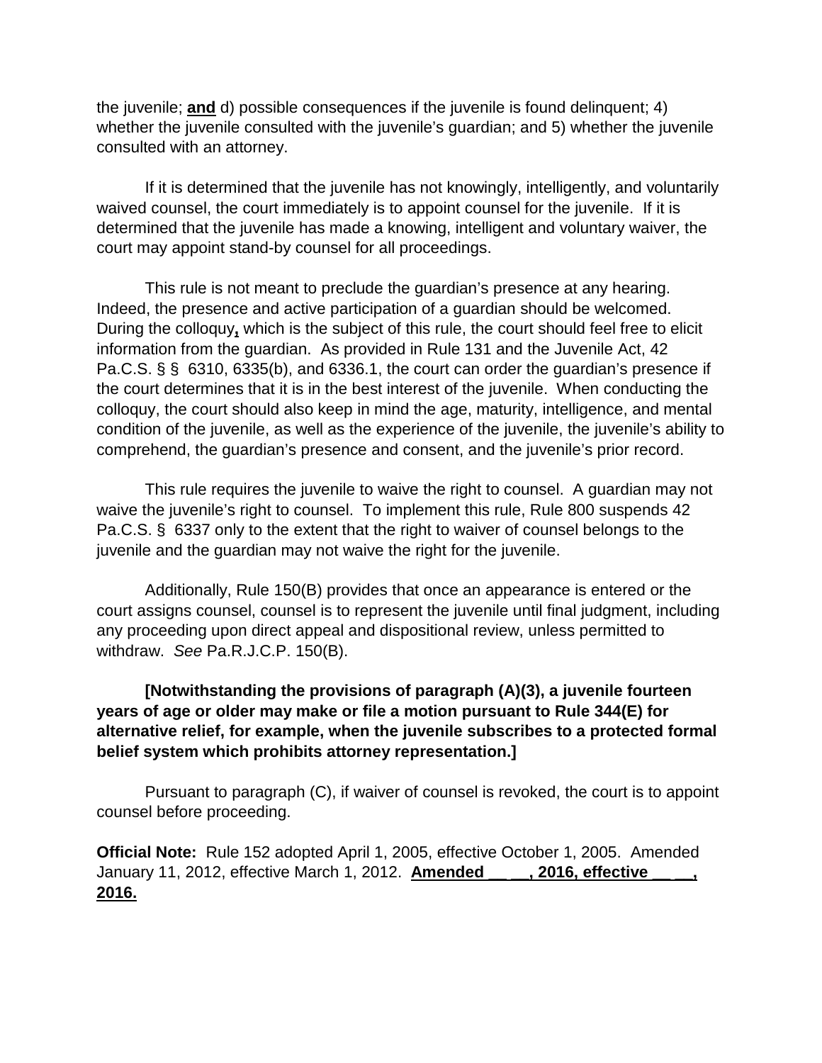the juvenile; **and** d) possible consequences if the juvenile is found delinquent; 4) whether the juvenile consulted with the juvenile's guardian; and 5) whether the juvenile consulted with an attorney.

If it is determined that the juvenile has not knowingly, intelligently, and voluntarily waived counsel, the court immediately is to appoint counsel for the juvenile. If it is determined that the juvenile has made a knowing, intelligent and voluntary waiver, the court may appoint stand-by counsel for all proceedings.

This rule is not meant to preclude the guardian's presence at any hearing. Indeed, the presence and active participation of a guardian should be welcomed. During the colloquy**,** which is the subject of this rule, the court should feel free to elicit information from the guardian. As provided in Rule 131 and the Juvenile Act, 42 Pa.C.S. § § 6310, 6335(b), and 6336.1, the court can order the guardian's presence if the court determines that it is in the best interest of the juvenile. When conducting the colloquy, the court should also keep in mind the age, maturity, intelligence, and mental condition of the juvenile, as well as the experience of the juvenile, the juvenile's ability to comprehend, the guardian's presence and consent, and the juvenile's prior record.

This rule requires the juvenile to waive the right to counsel. A guardian may not waive the juvenile's right to counsel. To implement this rule, Rule 800 suspends 42 Pa.C.S. § 6337 only to the extent that the right to waiver of counsel belongs to the juvenile and the guardian may not waive the right for the juvenile.

Additionally, Rule 150(B) provides that once an appearance is entered or the court assigns counsel, counsel is to represent the juvenile until final judgment, including any proceeding upon direct appeal and dispositional review, unless permitted to withdraw. *See* Pa.R.J.C.P. 150(B).

**[Notwithstanding the provisions of paragraph (A)(3), a juvenile fourteen years of age or older may make or file a motion pursuant to Rule 344(E) for alternative relief, for example, when the juvenile subscribes to a protected formal belief system which prohibits attorney representation.]**

Pursuant to paragraph (C), if waiver of counsel is revoked, the court is to appoint counsel before proceeding.

**Official Note:** Rule 152 adopted April 1, 2005, effective October 1, 2005. Amended January 11, 2012, effective March 1, 2012. **Amended __ __, 2016, effective __ __, 2016.**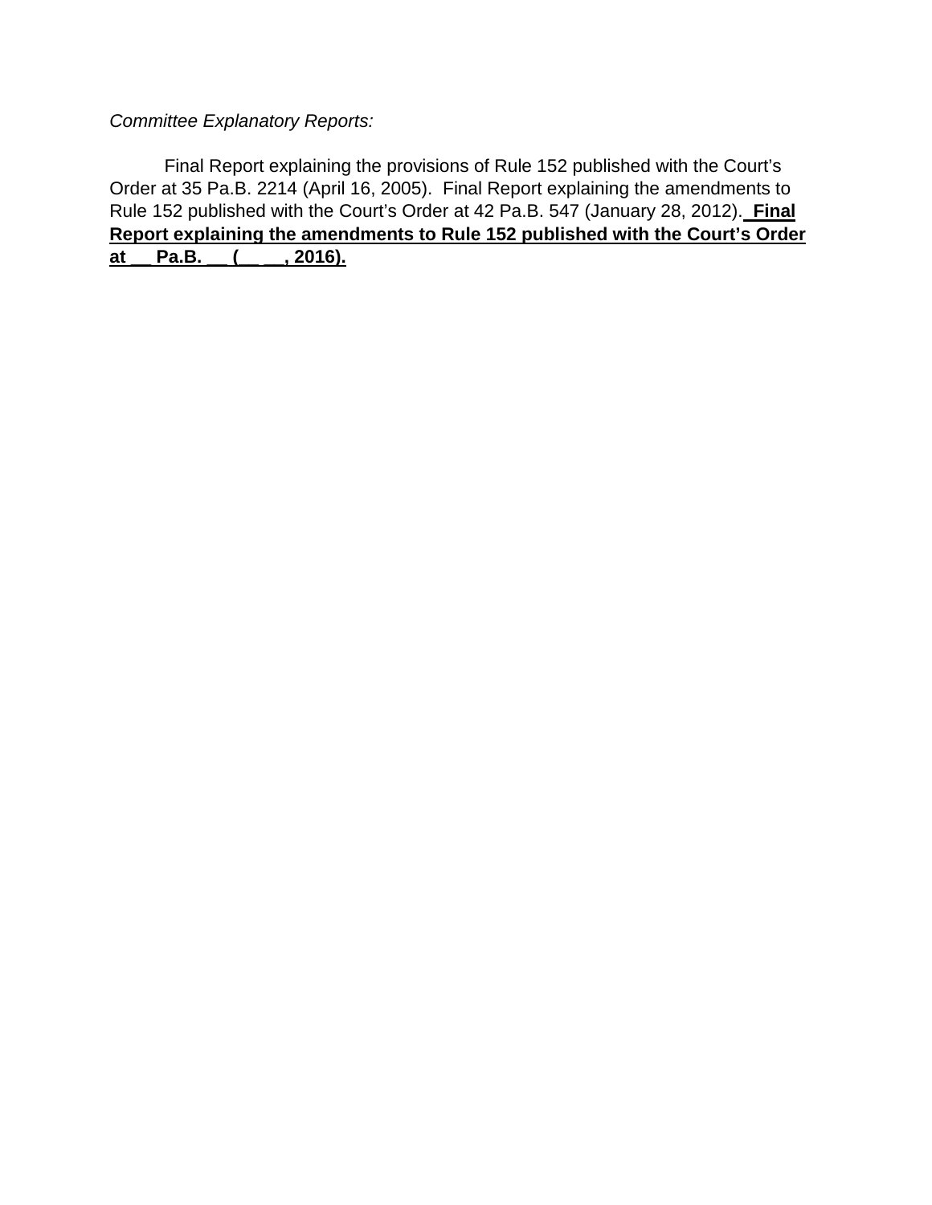*Committee Explanatory Reports:*

Final Report explaining the provisions of Rule 152 published with the Court's Order at 35 Pa.B. 2214 (April 16, 2005). Final Report explaining the amendments to Rule 152 published with the Court's Order at 42 Pa.B. 547 (January 28, 2012). **Final Report explaining the amendments to Rule 152 published with the Court's Order at __ Pa.B. __ (__ __, 2016).**